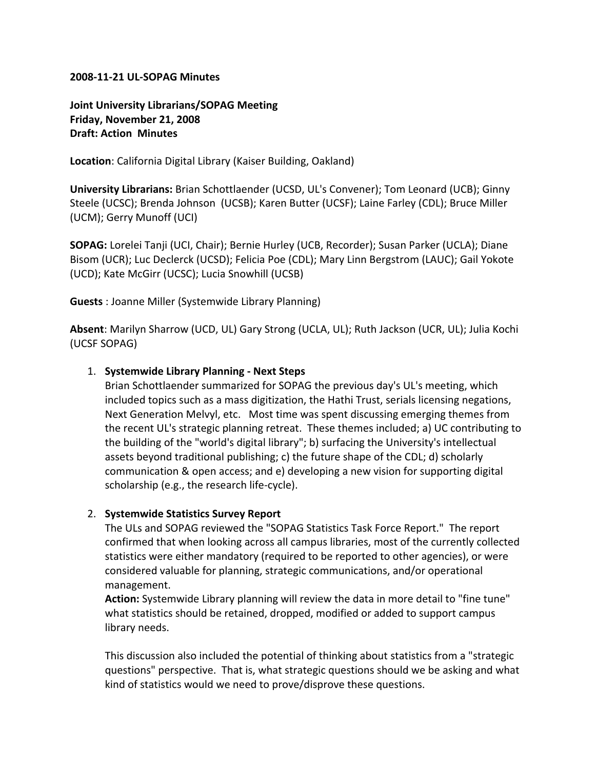**2008-11-21 UL-SOPAG Minutes**

**Joint University Librarians/SOPAG Meeting**
**Friday, November 21, 2008**
**Draft: Action Minutes**

**Location**: California Digital Library (Kaiser Building, Oakland)

**University Librarians:** Brian Schottlaender (UCSD, UL's Convener); Tom Leonard (UCB); Ginny Steele (UCSC); Brenda Johnson (UCSB); Karen Butter (UCSF); Laine Farley (CDL); Bruce Miller (UCM); Gerry Munoff (UCI)

**SOPAG:** Lorelei Tanji (UCI, Chair); Bernie Hurley (UCB, Recorder); Susan Parker (UCLA); Diane Bisom (UCR); Luc Declerck (UCSD); Felicia Poe (CDL); Mary Linn Bergstrom (LAUC); Gail Yokote (UCD); Kate McGirr (UCSC); Lucia Snowhill (UCSB)

**Guests** : Joanne Miller (Systemwide Library Planning)

**Absent**: Marilyn Sharrow (UCD, UL) Gary Strong (UCLA, UL); Ruth Jackson (UCR, UL); Julia Kochi (UCSF SOPAG)

1. **Systemwide Library Planning - Next Steps**
   Brian Schottlaender summarized for SOPAG the previous day's UL's meeting, which included topics such as a mass digitization, the Hathi Trust, serials licensing negations, Next Generation Melvyl, etc. Most time was spent discussing emerging themes from the recent UL's strategic planning retreat. These themes included; a) UC contributing to the building of the "world's digital library"; b) surfacing the University's intellectual assets beyond traditional publishing; c) the future shape of the CDL; d) scholarly communication & open access; and e) developing a new vision for supporting digital scholarship (e.g., the research life-cycle).

2. **Systemwide Statistics Survey Report**
   The ULs and SOPAG reviewed the "SOPAG Statistics Task Force Report." The report confirmed that when looking across all campus libraries, most of the currently collected statistics were either mandatory (required to be reported to other agencies), or were considered valuable for planning, strategic communications, and/or operational management.
   **Action:** Systemwide Library planning will review the data in more detail to "fine tune" what statistics should be retained, dropped, modified or added to support campus library needs.

   This discussion also included the potential of thinking about statistics from a "strategic questions" perspective. That is, what strategic questions should we be asking and what kind of statistics would we need to prove/disprove these questions.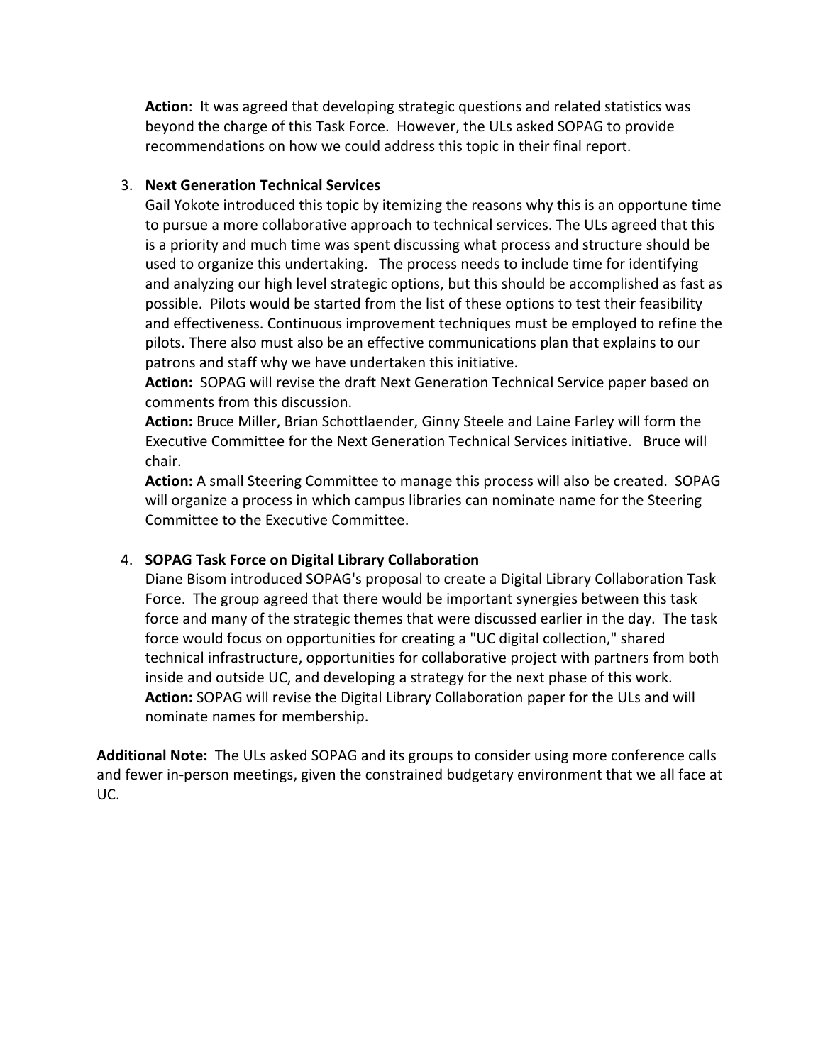**Action**: It was agreed that developing strategic questions and related statistics was beyond the charge of this Task Force. However, the ULs asked SOPAG to provide recommendations on how we could address this topic in their final report.

3. **Next Generation Technical Services**
   Gail Yokote introduced this topic by itemizing the reasons why this is an opportune time to pursue a more collaborative approach to technical services. The ULs agreed that this is a priority and much time was spent discussing what process and structure should be used to organize this undertaking. The process needs to include time for identifying and analyzing our high level strategic options, but this should be accomplished as fast as possible. Pilots would be started from the list of these options to test their feasibility and effectiveness. Continuous improvement techniques must be employed to refine the pilots. There also must also be an effective communications plan that explains to our patrons and staff why we have undertaken this initiative.
   **Action:** SOPAG will revise the draft Next Generation Technical Service paper based on comments from this discussion.
   **Action:** Bruce Miller, Brian Schottlaender, Ginny Steele and Laine Farley will form the Executive Committee for the Next Generation Technical Services initiative. Bruce will chair.
   **Action:** A small Steering Committee to manage this process will also be created. SOPAG will organize a process in which campus libraries can nominate name for the Steering Committee to the Executive Committee.

4. **SOPAG Task Force on Digital Library Collaboration**
   Diane Bisom introduced SOPAG's proposal to create a Digital Library Collaboration Task Force. The group agreed that there would be important synergies between this task force and many of the strategic themes that were discussed earlier in the day. The task force would focus on opportunities for creating a "UC digital collection," shared technical infrastructure, opportunities for collaborative project with partners from both inside and outside UC, and developing a strategy for the next phase of this work.
   **Action:** SOPAG will revise the Digital Library Collaboration paper for the ULs and will nominate names for membership.

**Additional Note:** The ULs asked SOPAG and its groups to consider using more conference calls and fewer in-person meetings, given the constrained budgetary environment that we all face at UC.